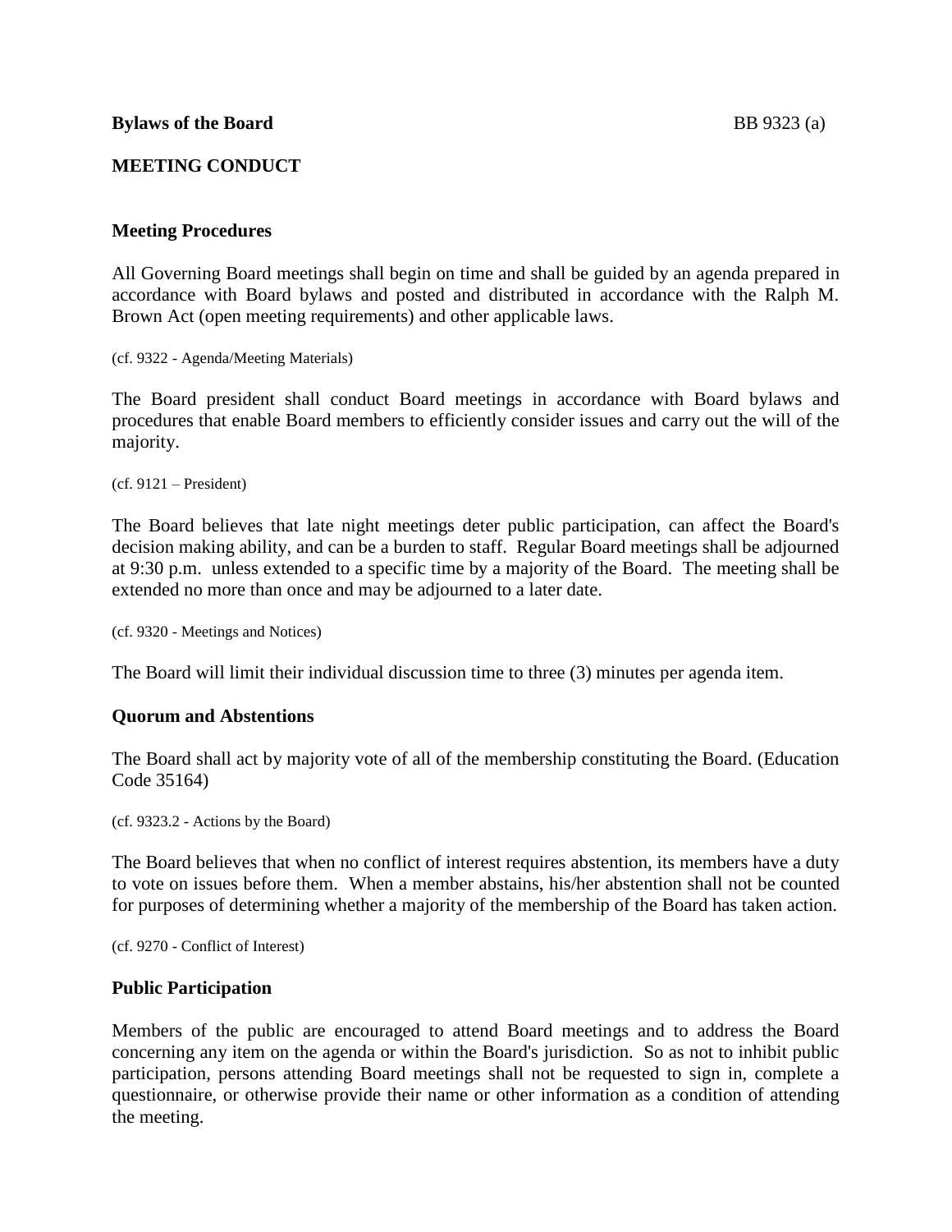**Bylaws of the Board** BB 9323 (a)

# MEETING CONDUCT

## Meeting Procedures

All Governing Board meetings shall begin on time and shall be guided by an agenda prepared in accordance with Board bylaws and posted and distributed in accordance with the Ralph M. Brown Act (open meeting requirements) and other applicable laws.

(cf. 9322 - Agenda/Meeting Materials)

The Board president shall conduct Board meetings in accordance with Board bylaws and procedures that enable Board members to efficiently consider issues and carry out the will of the majority.

(cf. 9121 – President)

The Board believes that late night meetings deter public participation, can affect the Board's decision making ability, and can be a burden to staff. Regular Board meetings shall be adjourned at 9:30 p.m. unless extended to a specific time by a majority of the Board. The meeting shall be extended no more than once and may be adjourned to a later date.

(cf. 9320 - Meetings and Notices)

The Board will limit their individual discussion time to three (3) minutes per agenda item.

## Quorum and Abstentions

The Board shall act by majority vote of all of the membership constituting the Board. (Education Code 35164)

(cf. 9323.2 - Actions by the Board)

The Board believes that when no conflict of interest requires abstention, its members have a duty to vote on issues before them. When a member abstains, his/her abstention shall not be counted for purposes of determining whether a majority of the membership of the Board has taken action.

(cf. 9270 - Conflict of Interest)

## Public Participation

Members of the public are encouraged to attend Board meetings and to address the Board concerning any item on the agenda or within the Board's jurisdiction. So as not to inhibit public participation, persons attending Board meetings shall not be requested to sign in, complete a questionnaire, or otherwise provide their name or other information as a condition of attending the meeting.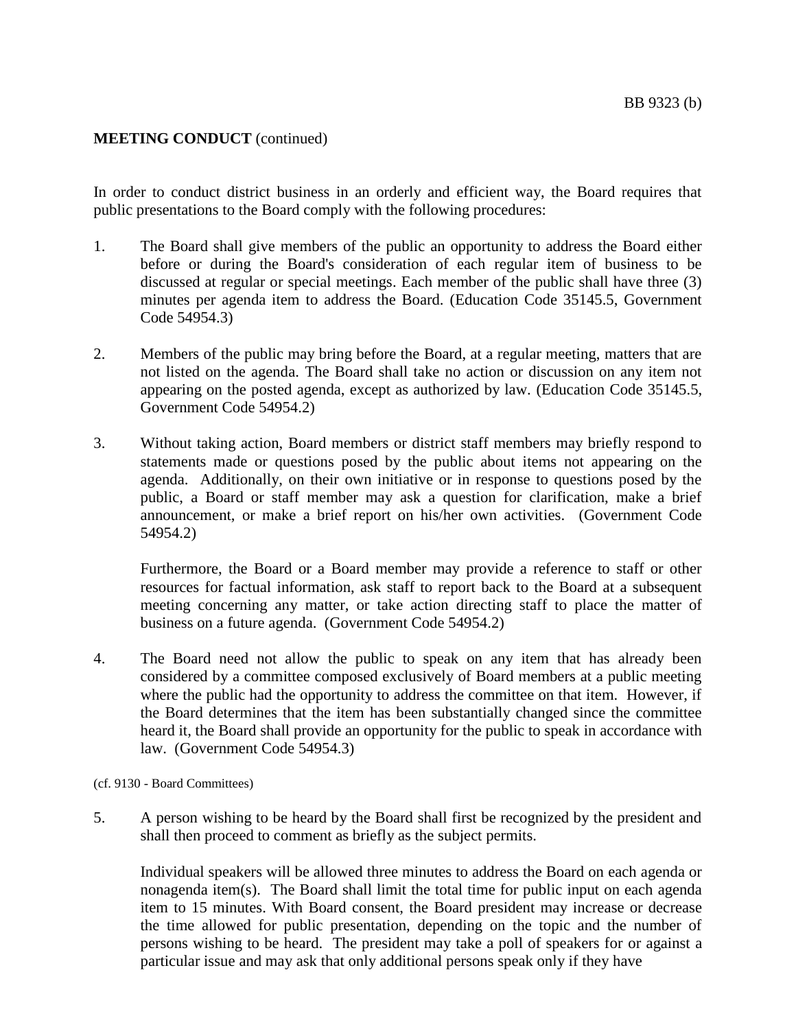**MEETING CONDUCT** (continued)

In order to conduct district business in an orderly and efficient way, the Board requires that public presentations to the Board comply with the following procedures:

1. The Board shall give members of the public an opportunity to address the Board either before or during the Board's consideration of each regular item of business to be discussed at regular or special meetings. Each member of the public shall have three (3) minutes per agenda item to address the Board. (Education Code 35145.5, Government Code 54954.3)

2. Members of the public may bring before the Board, at a regular meeting, matters that are not listed on the agenda. The Board shall take no action or discussion on any item not appearing on the posted agenda, except as authorized by law. (Education Code 35145.5, Government Code 54954.2)

3. Without taking action, Board members or district staff members may briefly respond to statements made or questions posed by the public about items not appearing on the agenda. Additionally, on their own initiative or in response to questions posed by the public, a Board or staff member may ask a question for clarification, make a brief announcement, or make a brief report on his/her own activities. (Government Code 54954.2)

   Furthermore, the Board or a Board member may provide a reference to staff or other resources for factual information, ask staff to report back to the Board at a subsequent meeting concerning any matter, or take action directing staff to place the matter of business on a future agenda. (Government Code 54954.2)

4. The Board need not allow the public to speak on any item that has already been considered by a committee composed exclusively of Board members at a public meeting where the public had the opportunity to address the committee on that item. However, if the Board determines that the item has been substantially changed since the committee heard it, the Board shall provide an opportunity for the public to speak in accordance with law. (Government Code 54954.3)

(cf. 9130 - Board Committees)

5. A person wishing to be heard by the Board shall first be recognized by the president and shall then proceed to comment as briefly as the subject permits.

   Individual speakers will be allowed three minutes to address the Board on each agenda or nonagenda item(s). The Board shall limit the total time for public input on each agenda item to 15 minutes. With Board consent, the Board president may increase or decrease the time allowed for public presentation, depending on the topic and the number of persons wishing to be heard. The president may take a poll of speakers for or against a particular issue and may ask that only additional persons speak only if they have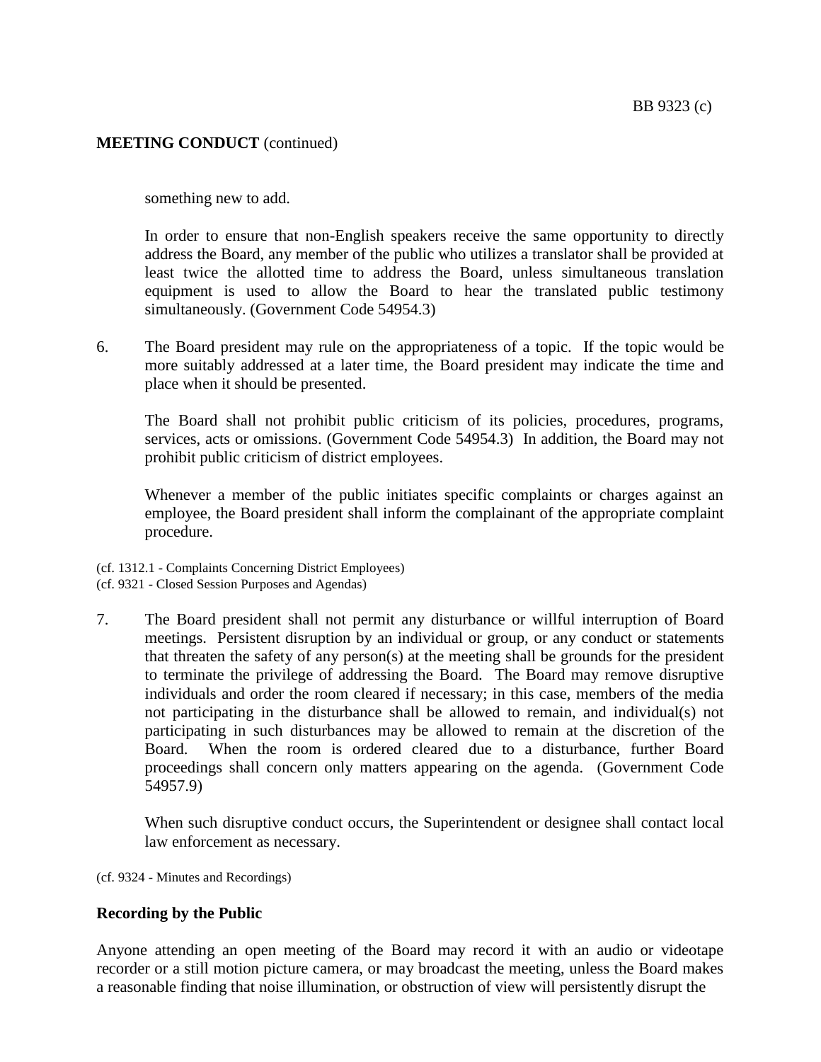**MEETING CONDUCT** (continued)

something new to add.

In order to ensure that non-English speakers receive the same opportunity to directly address the Board, any member of the public who utilizes a translator shall be provided at least twice the allotted time to address the Board, unless simultaneous translation equipment is used to allow the Board to hear the translated public testimony simultaneously. (Government Code 54954.3)

6. The Board president may rule on the appropriateness of a topic. If the topic would be more suitably addressed at a later time, the Board president may indicate the time and place when it should be presented.

   The Board shall not prohibit public criticism of its policies, procedures, programs, services, acts or omissions. (Government Code 54954.3) In addition, the Board may not prohibit public criticism of district employees.

   Whenever a member of the public initiates specific complaints or charges against an employee, the Board president shall inform the complainant of the appropriate complaint procedure.

(cf. 1312.1 - Complaints Concerning District Employees)
(cf. 9321 - Closed Session Purposes and Agendas)

7. The Board president shall not permit any disturbance or willful interruption of Board meetings. Persistent disruption by an individual or group, or any conduct or statements that threaten the safety of any person(s) at the meeting shall be grounds for the president to terminate the privilege of addressing the Board. The Board may remove disruptive individuals and order the room cleared if necessary; in this case, members of the media not participating in the disturbance shall be allowed to remain, and individual(s) not participating in such disturbances may be allowed to remain at the discretion of the Board. When the room is ordered cleared due to a disturbance, further Board proceedings shall concern only matters appearing on the agenda. (Government Code 54957.9)

   When such disruptive conduct occurs, the Superintendent or designee shall contact local law enforcement as necessary.

(cf. 9324 - Minutes and Recordings)

**Recording by the Public**

Anyone attending an open meeting of the Board may record it with an audio or videotape recorder or a still motion picture camera, or may broadcast the meeting, unless the Board makes a reasonable finding that noise illumination, or obstruction of view will persistently disrupt the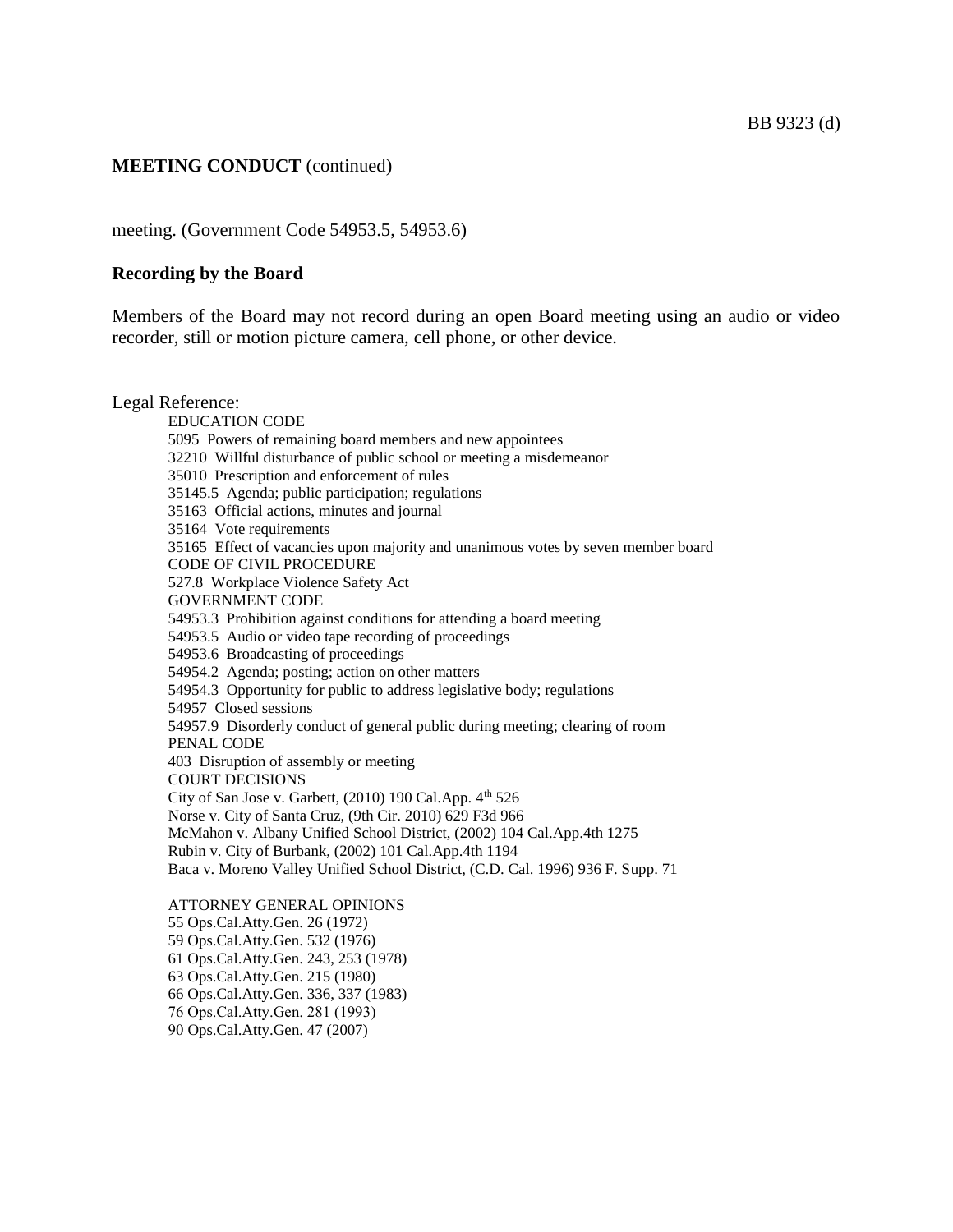meeting. (Government Code 54953.5, 54953.6)

**Recording by the Board**

Members of the Board may not record during an open Board meeting using an audio or video recorder, still or motion picture camera, cell phone, or other device.

Legal Reference:

EDUCATION CODE
5095 Powers of remaining board members and new appointees
32210 Willful disturbance of public school or meeting a misdemeanor
35010 Prescription and enforcement of rules
35145.5 Agenda; public participation; regulations
35163 Official actions, minutes and journal
35164 Vote requirements
35165 Effect of vacancies upon majority and unanimous votes by seven member board
CODE OF CIVIL PROCEDURE
527.8 Workplace Violence Safety Act
GOVERNMENT CODE
54953.3 Prohibition against conditions for attending a board meeting
54953.5 Audio or video tape recording of proceedings
54953.6 Broadcasting of proceedings
54954.2 Agenda; posting; action on other matters
54954.3 Opportunity for public to address legislative body; regulations
54957 Closed sessions
54957.9 Disorderly conduct of general public during meeting; clearing of room
PENAL CODE
403 Disruption of assembly or meeting
COURT DECISIONS
City of San Jose v. Garbett, (2010) 190 Cal.App. 4th 526
Norse v. City of Santa Cruz, (9th Cir. 2010) 629 F3d 966
McMahon v. Albany Unified School District, (2002) 104 Cal.App.4th 1275
Rubin v. City of Burbank, (2002) 101 Cal.App.4th 1194
Baca v. Moreno Valley Unified School District, (C.D. Cal. 1996) 936 F. Supp. 71

ATTORNEY GENERAL OPINIONS
55 Ops.Cal.Atty.Gen. 26 (1972)
59 Ops.Cal.Atty.Gen. 532 (1976)
61 Ops.Cal.Atty.Gen. 243, 253 (1978)
63 Ops.Cal.Atty.Gen. 215 (1980)
66 Ops.Cal.Atty.Gen. 336, 337 (1983)
76 Ops.Cal.Atty.Gen. 281 (1993)
90 Ops.Cal.Atty.Gen. 47 (2007)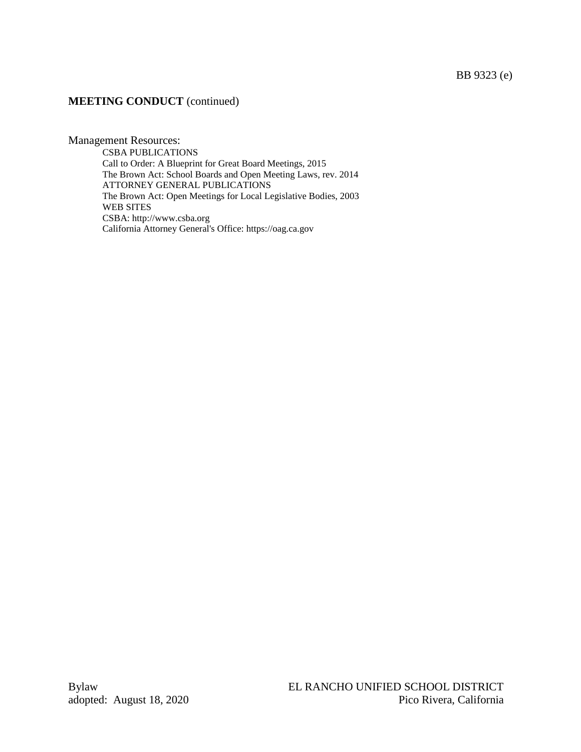Management Resources:

CSBA PUBLICATIONS

Call to Order: A Blueprint for Great Board Meetings, 2015

The Brown Act: School Boards and Open Meeting Laws, rev. 2014

ATTORNEY GENERAL PUBLICATIONS

The Brown Act: Open Meetings for Local Legislative Bodies, 2003

WEB SITES

CSBA: http://www.csba.org

California Attorney General's Office: https://oag.ca.gov

Bylaw
adopted: August 18, 2020

EL RANCHO UNIFIED SCHOOL DISTRICT
Pico Rivera, California